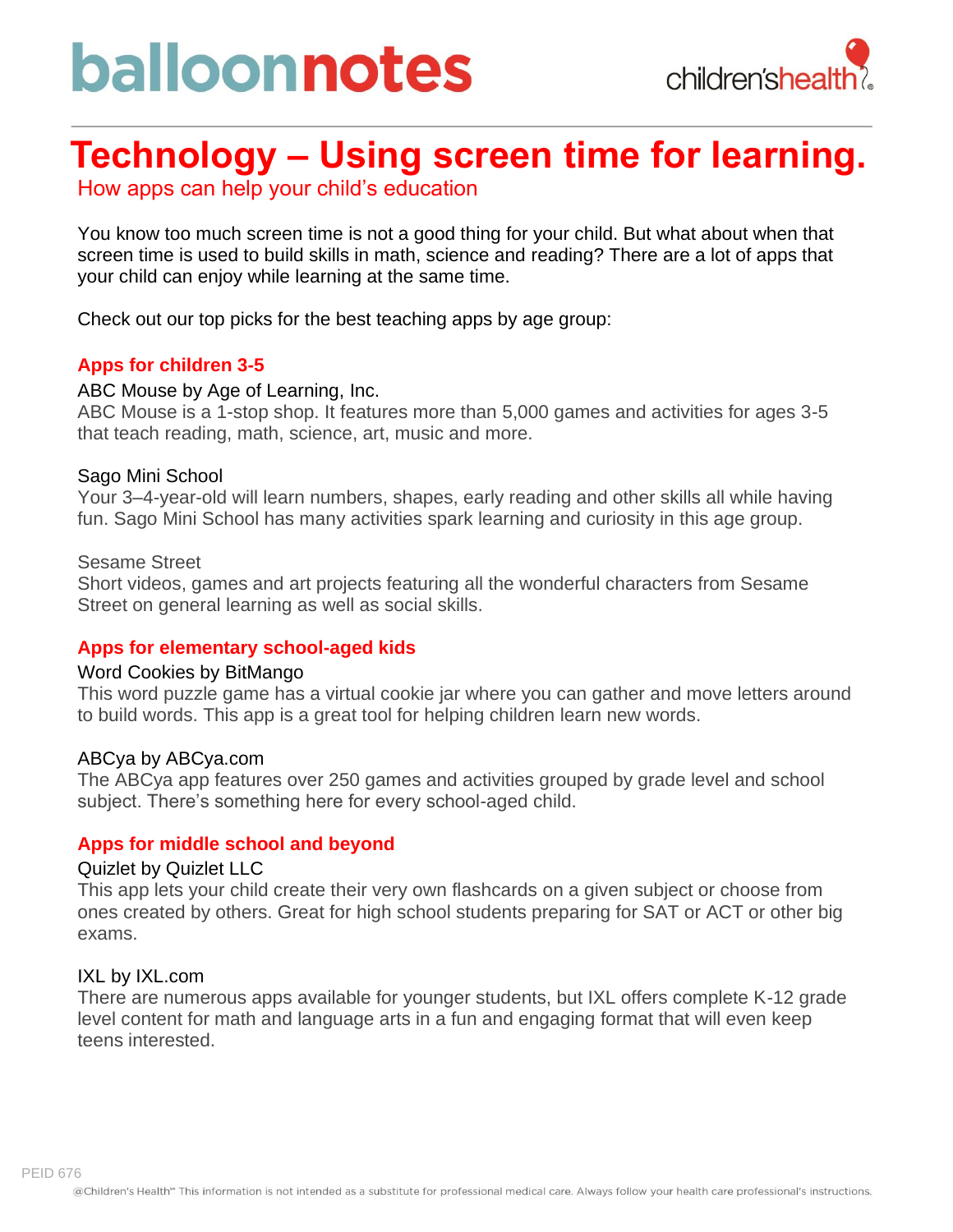balloonnotes

children'shealth

# Technology – Using screen time for learning.

## How apps can help your child's education

You know too much screen time is not a good thing for your child. But what about when that screen time is used to build skills in math, science and reading? There are a lot of apps that your child can enjoy while learning at the same time.

Check out our top picks for the best teaching apps by age group:

### Apps for children 3-5

ABC Mouse by Age of Learning, Inc.
ABC Mouse is a 1-stop shop. It features more than 5,000 games and activities for ages 3-5 that teach reading, math, science, art, music and more.

Sago Mini School
Your 3–4-year-old will learn numbers, shapes, early reading and other skills all while having fun. Sago Mini School has many activities spark learning and curiosity in this age group.

Sesame Street
Short videos, games and art projects featuring all the wonderful characters from Sesame Street on general learning as well as social skills.

### Apps for elementary school-aged kids

Word Cookies by BitMango
This word puzzle game has a virtual cookie jar where you can gather and move letters around to build words. This app is a great tool for helping children learn new words.

ABCya by ABCya.com
The ABCya app features over 250 games and activities grouped by grade level and school subject. There's something here for every school-aged child.

### Apps for middle school and beyond

Quizlet by Quizlet LLC
This app lets your child create their very own flashcards on a given subject or choose from ones created by others. Great for high school students preparing for SAT or ACT or other big exams.

IXL by IXL.com
There are numerous apps available for younger students, but IXL offers complete K-12 grade level content for math and language arts in a fun and engaging format that will even keep teens interested.

PEID 676

@Children's Health℠ This information is not intended as a substitute for professional medical care. Always follow your health care professional's instructions.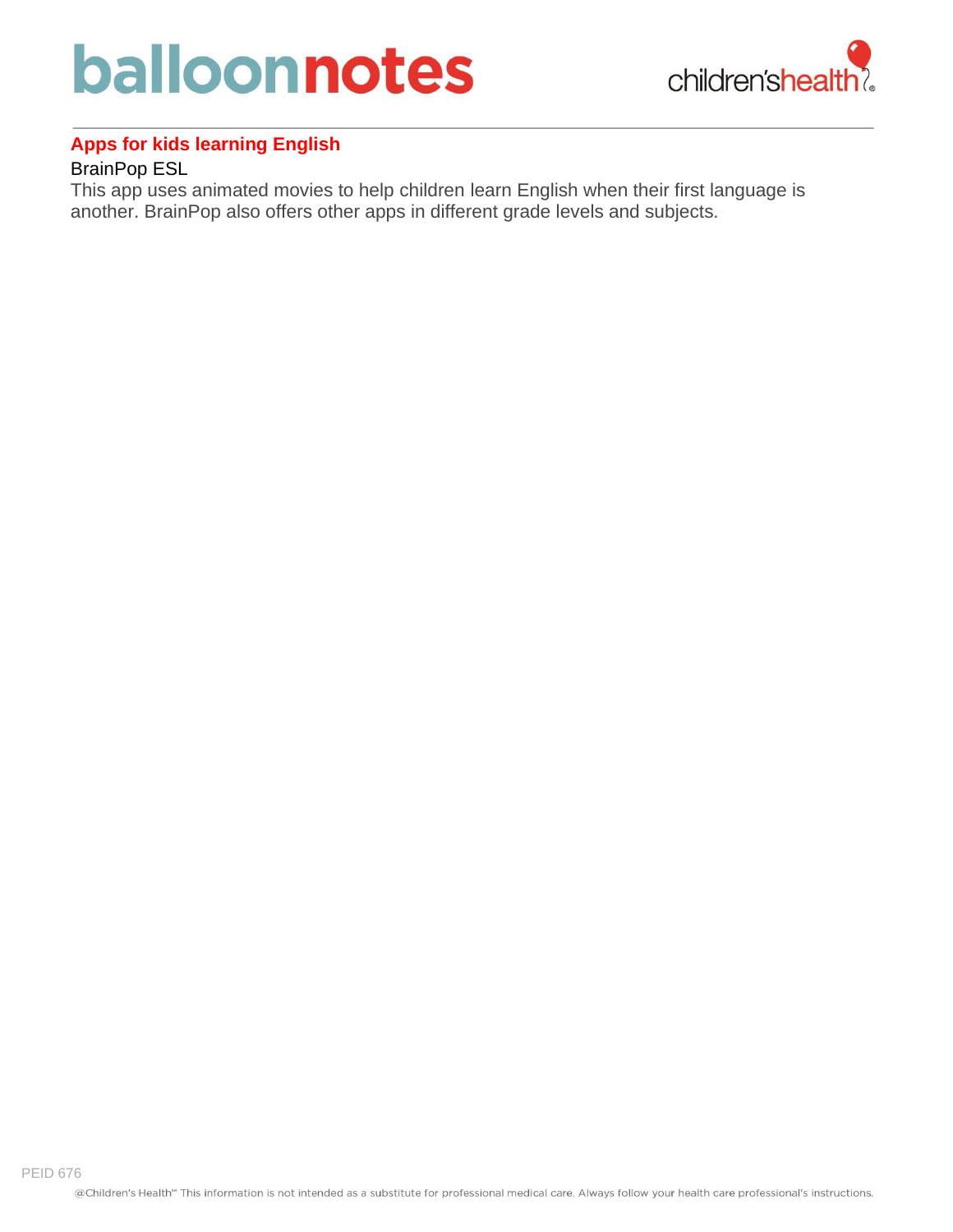## Apps for kids learning English

BrainPop ESL

This app uses animated movies to help children learn English when their first language is another. BrainPop also offers other apps in different grade levels and subjects.